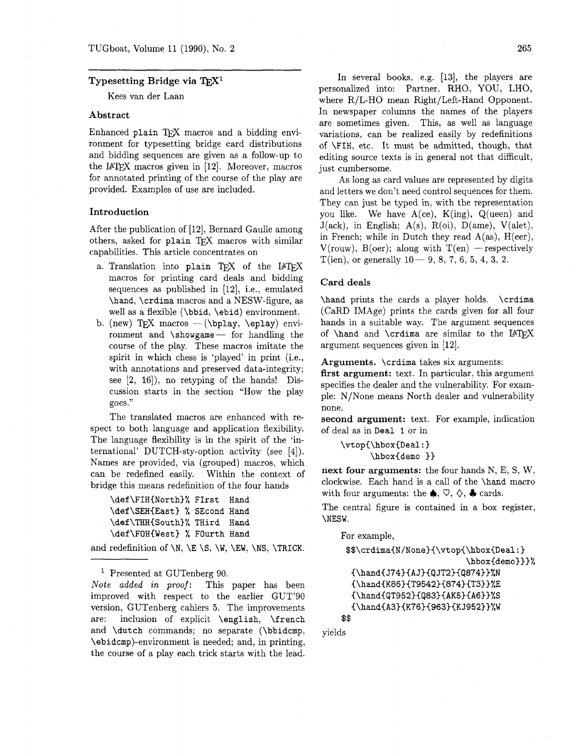# Typesetting Bridge via TeX[1]

Kees van der Laan

## Abstract

Enhanced plain TeX macros and a bidding environment for typesetting bridge card distributions and bidding sequences are given as a follow-up to the LaTeX macros given in [12]. Moreover, macros for annotated printing of the course of the play are provided. Examples of use are included.

## Introduction

After the publication of [12], Bernard Gaulle among others, asked for plain TeX macros with similar capabilities. This article concentrates on

a. Translation into plain TeX of the LaTeX macros for printing card deals and bidding sequences as published in [12], i.e., emulated `\hand`, `\crdima` macros and a NESW-figure, as well as a flexible (`\bbid`, `\ebid`) environment.
b. (new) TeX macros — (`\bplay`, `\eplay`) environment and `\showgame` — for handling the course of the play. These macros imitate the spirit in which chess is 'played' in print (i.e., with annotations and preserved data-integrity; see [2, 16]), no retyping of the hands! Discussion starts in the section "How the play goes."

The translated macros are enhanced with respect to both language and application flexibility. The language flexibility is in the spirit of the 'international' DUTCH-sty-option activity (see [4]). Names are provided, via (grouped) macros, which can be redefined easily. Within the context of bridge this means redefinition of the four hands

```
\def\FIH{North}% FIrst  Hand
\def\SEH{East} % SEcond Hand
\def\THH{South}% THird  Hand
\def\FOH{West} % FOurth Hand
```

and redefinition of `\N`, `\E` `\S`, `\W`, `\EW`, `\NS`, `\TRICK`.

[1] Presented at GUTenberg 90.
*Note added in proof*: This paper has been improved with respect to the earlier GUT'90 version, GUTenberg cahiers 5. The improvements are: inclusion of explicit `\english`, `\french` and `\dutch` commands; no separate (`\bbidcmp`, `\ebidcmp`)-environment is needed; and, in printing, the course of a play each trick starts with the lead.

In several books, e.g. [13], the players are personalized into: Partner, RHO, YOU, LHO, where R/L-HO mean Right/Left-Hand Opponent. In newspaper columns the names of the players are sometimes given. This, as well as language variations, can be realized easily by redefinitions of `\FIH`, etc. It must be admitted, though, that editing source texts is in general not that difficult, just cumbersome.

As long as card values are represented by digits and letters we don't need control sequences for them. They can just be typed in, with the representation you like. We have A(ce), K(ing), Q(ueen) and J(ack), in English; A(s), R(oi), D(ame), V(alet), in French; while in Dutch they read A(as), H(eer), V(rouw), B(oer); along with T(en) — respectively T(ien), or generally 10— 9, 8, 7, 6, 5, 4, 3, 2.

## Card deals

`\hand` prints the cards a player holds. `\crdima` (CaRD IMAge) prints the cards given for all four hands in a suitable way. The argument sequences of `\hand` and `\crdima` are similar to the LaTeX argument sequences given in [12].

**Arguments.** `\crdima` takes six arguments:

**first argument:** text. In particular, this argument specifies the dealer and the vulnerability. For example: N/None means North dealer and vulnerability none.

**second argument:** text. For example, indication of deal as in `Deal 1` or in

```
\vtop{\hbox{Deal:}
      \hbox{demo }}
```

**next four arguments:** the four hands N, E, S, W, clockwise. Each hand is a call of the `\hand` macro with four arguments: the ♠, ♡, ♢, ♣ cards.

The central figure is contained in a box register, `\NESW`.

For example,

```
$$\crdima{N/None}{\vtop{\hbox{Deal:}
                        \hbox{demo}}}%
  {\hand{J74}{AJ}{QJT2}{Q874}}%N
  {\hand{K86}{T9542}{874}{T3}}%E
  {\hand{QT952}{Q83}{AK5}{A6}}%S
  {\hand{A3}{K76}{963}{KJ952}}%W
$$
```

yields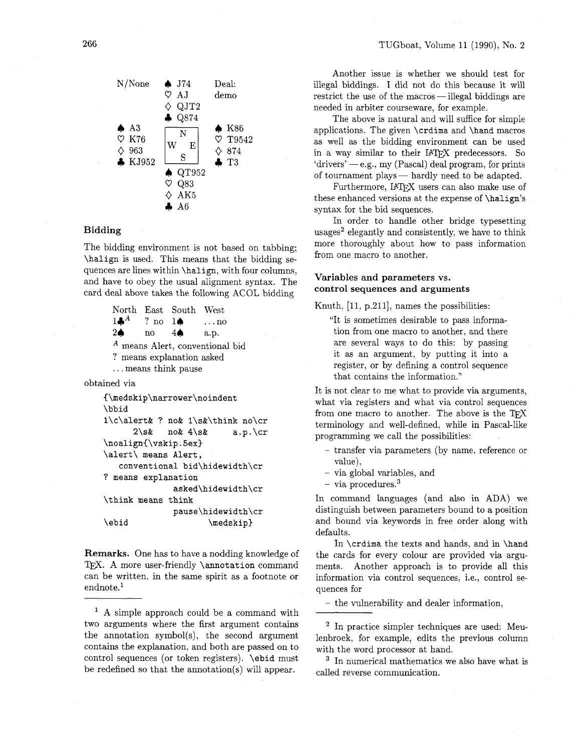```
N/None      ♠ J74        Deal:
            ♡ AJ         demo
            ◇ QJT2
            ♣ Q874
♠ A3         -------     ♠ K86
♡ K76       |   N   |    ♡ T9542
◇ 963       | W   E |    ◇ 874
♣ KJ952     |   S   |    ♣ T3
             -------
            ♠ QT952
            ♡ Q83
            ◇ AK5
            ♣ A6
```

### Bidding

The bidding environment is not based on tabbing; `\halign` is used. This means that the bidding sequences are lines within `\halign`, with four columns, and have to obey the usual alignment syntax. The card deal above takes the following ACOL bidding

| North | East | South | West |
|---|---|---|---|
| 1♣$^A$ | ? no | 1♠ | ...no |
| 2♠ | no | 4♠ | a.p. |

$^A$ means Alert, conventional bid
? means explanation asked
... means think pause

obtained via

```
{\medskip\narrower\noindent
\bbid
1\c\alert& ? no& 1\s&\think no\cr
     2\s&   no& 4\s&       a.p.\cr
\noalign{\vskip.5ex}
\alert\ means Alert,
   conventional bid\hidewidth\cr
? means explanation
               asked\hidewidth\cr
\think means think
               pause\hidewidth\cr
\ebid                   \medskip}
```

**Remarks.** One has to have a nodding knowledge of TeX. A more user-friendly `\annotation` command can be written, in the same spirit as a footnote or endnote.[1]

Another issue is whether we should test for illegal biddings. I did not do this because it will restrict the use of the macros — illegal biddings are needed in arbiter courseware, for example.

The above is natural and will suffice for simple applications. The given `\crdima` and `\hand` macros as well as the bidding environment can be used in a way similar to their LaTeX predecessors. So 'drivers' — e.g., my (Pascal) deal program, for prints of tournament plays — hardly need to be adapted.

Furthermore, LaTeX users can also make use of these enhanced versions at the expense of `\halign`'s syntax for the bid sequences.

In order to handle other bridge typesetting usages[2] elegantly and consistently, we have to think more thoroughly about how to pass information from one macro to another.

### Variables and parameters vs. control sequences and arguments

Knuth, [11, p.211], names the possibilities:

> "It is sometimes desirable to pass information from one macro to another, and there are several ways to do this: by passing it as an argument, by putting it into a register, or by defining a control sequence that contains the information."

It is not clear to me what to provide via arguments, what via registers and what via control sequences from one macro to another. The above is the TeX terminology and well-defined, while in Pascal-like programming we call the possibilities:

- transfer via parameters (by name, reference or value),
- via global variables, and
- via procedures.[3]

In command languages (and also in ADA) we distinguish between parameters bound to a position and bound via keywords in free order along with defaults.

In `\crdima` the texts and hands, and in `\hand` the cards for every colour are provided via arguments. Another approach is to provide all this information via control sequences, i.e., control sequences for

- the vulnerability and dealer information,

---

[1] A simple approach could be a command with two arguments where the first argument contains the annotation symbol(s), the second argument contains the explanation, and both are passed on to control sequences (or token registers). `\ebid` must be redefined so that the annotation(s) will appear.

[2] In practice simpler techniques are used: Meulenbroek, for example, edits the previous column with the word processor at hand.

[3] In numerical mathematics we also have what is called reverse communication.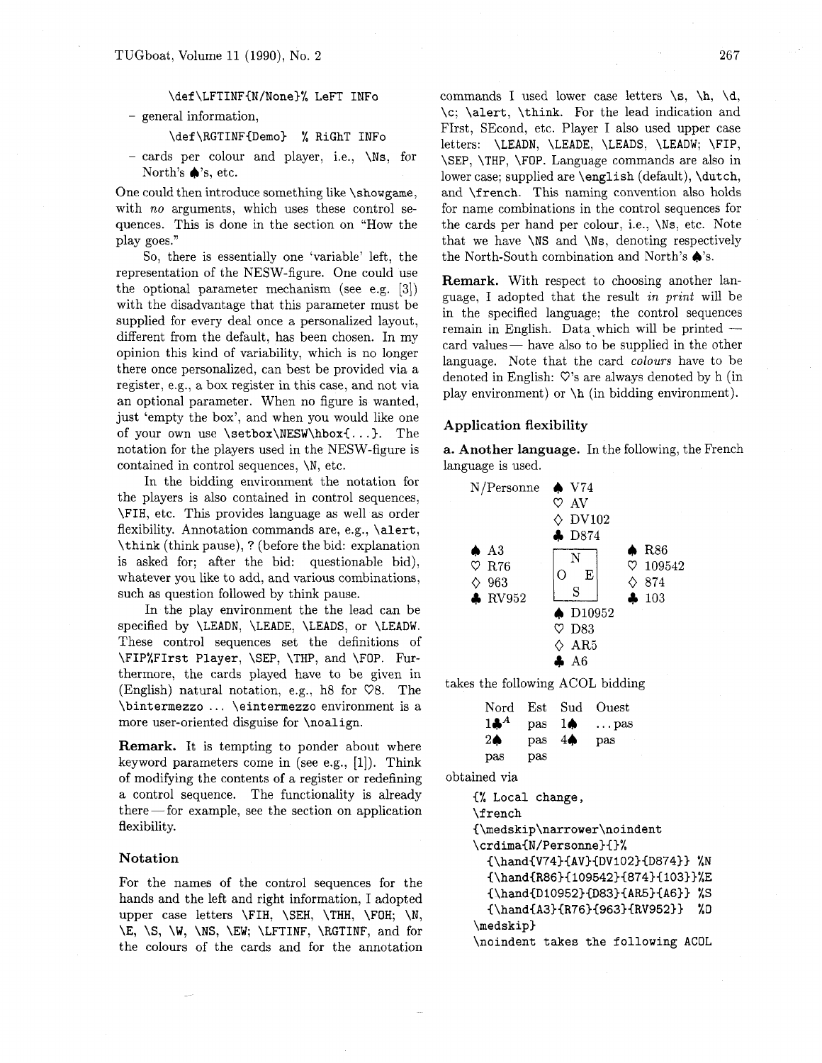```
\def\LFTINF{N/None}% LeFT INFo
```

– general information,

```
\def\RGTINF{Demo}  % RiGhT INFo
```

– cards per colour and player, i.e., `\Ns`, for North's ♠'s, etc.

One could then introduce something like `\showgame`, with *no* arguments, which uses these control sequences. This is done in the section on "How the play goes."

So, there is essentially one 'variable' left, the representation of the NESW-figure. One could use the optional parameter mechanism (see e.g. [3]) with the disadvantage that this parameter must be supplied for every deal once a personalized layout, different from the default, has been chosen. In my opinion this kind of variability, which is no longer there once personalized, can best be provided via a register, e.g., a box register in this case, and not via an optional parameter. When no figure is wanted, just 'empty the box', and when you would like one of your own use `\setbox\NESW\hbox{...}`. The notation for the players used in the NESW-figure is contained in control sequences, `\N`, etc.

In the bidding environment the notation for the players is also contained in control sequences, `\FIH`, etc. This provides language as well as order flexibility. Annotation commands are, e.g., `\alert`, `\think` (think pause), ? (before the bid: explanation is asked for; after the bid: questionable bid), whatever you like to add, and various combinations, such as question followed by think pause.

In the play environment the the lead can be specified by `\LEADN`, `\LEADE`, `\LEADS`, or `\LEADW`. These control sequences set the definitions of `\FIP%FIrst Player`, `\SEP`, `\THP`, and `\FOP`. Furthermore, the cards played have to be given in (English) natural notation, e.g., h8 for ♡8. The `\bintermezzo ... \eintermezzo` environment is a more user-oriented disguise for `\noalign`.

**Remark.** It is tempting to ponder about where keyword parameters come in (see e.g., [1]). Think of modifying the contents of a register or redefining a control sequence. The functionality is already there — for example, see the section on application flexibility.

### Notation

For the names of the control sequences for the hands and the left and right information, I adopted upper case letters `\FIH`, `\SEH`, `\THH`, `\FOH`; `\N`, `\E`, `\S`, `\W`, `\NS`, `\EW`; `\LFTINF`, `\RGTINF`, and for the colours of the cards and for the annotation commands I used lower case letters `\s`, `\h`, `\d`, `\c`; `\alert`, `\think`. For the lead indication and FIrst, SEcond, etc. Player I also used upper case letters: `\LEADN`, `\LEADE`, `\LEADS`, `\LEADW`; `\FIP`, `\SEP`, `\THP`, `\FOP`. Language commands are also in lower case; supplied are `\english` (default), `\dutch`, and `\french`. This naming convention also holds for name combinations in the control sequences for the cards per hand per colour, i.e., `\Ns`, etc. Note that we have `\NS` and `\Ns`, denoting respectively the North-South combination and North's ♠'s.

**Remark.** With respect to choosing another language, I adopted that the result *in print* will be in the specified language; the control sequences remain in English. Data which will be printed — card values — have also to be supplied in the other language. Note that the card *colours* have to be denoted in English: ♡'s are always denoted by h (in play environment) or `\h` (in bidding environment).

### Application flexibility

**a. Another language.** In the following, the French language is used.

```
N/Personne   ♠ V74
             ♡ AV
             ♢ DV102
             ♣ D874
♠ A3         ┌───┐        ♠ R86
♡ R76        │ N │        ♡ 109542
♢ 963        │O E│        ♢ 874
♣ RV952      │ S │        ♣ 103
             └───┘
             ♠ D10952
             ♡ D83
             ♢ AR5
             ♣ A6
```

takes the following ACOL bidding

| Nord | Est | Sud | Ouest |
|---|---|---|---|
| 1♣[A] | pas | 1♠ | ...pas |
| 2♠ | pas | 4♠ | pas |
| pas | pas | | |

obtained via

```
{% Local change,
\french
{\medskip\narrower\noindent
\crdima{N/Personne}{}%
  {\hand{V74}{AV}{DV102}{D874}} %N
  {\hand{R86}{109542}{874}{103}}%E
  {\hand{D10952}{D83}{AR5}{A6}} %S
  {\hand{A3}{R76}{963}{RV952}}  %O
\medskip}
\noindent takes the following ACOL
```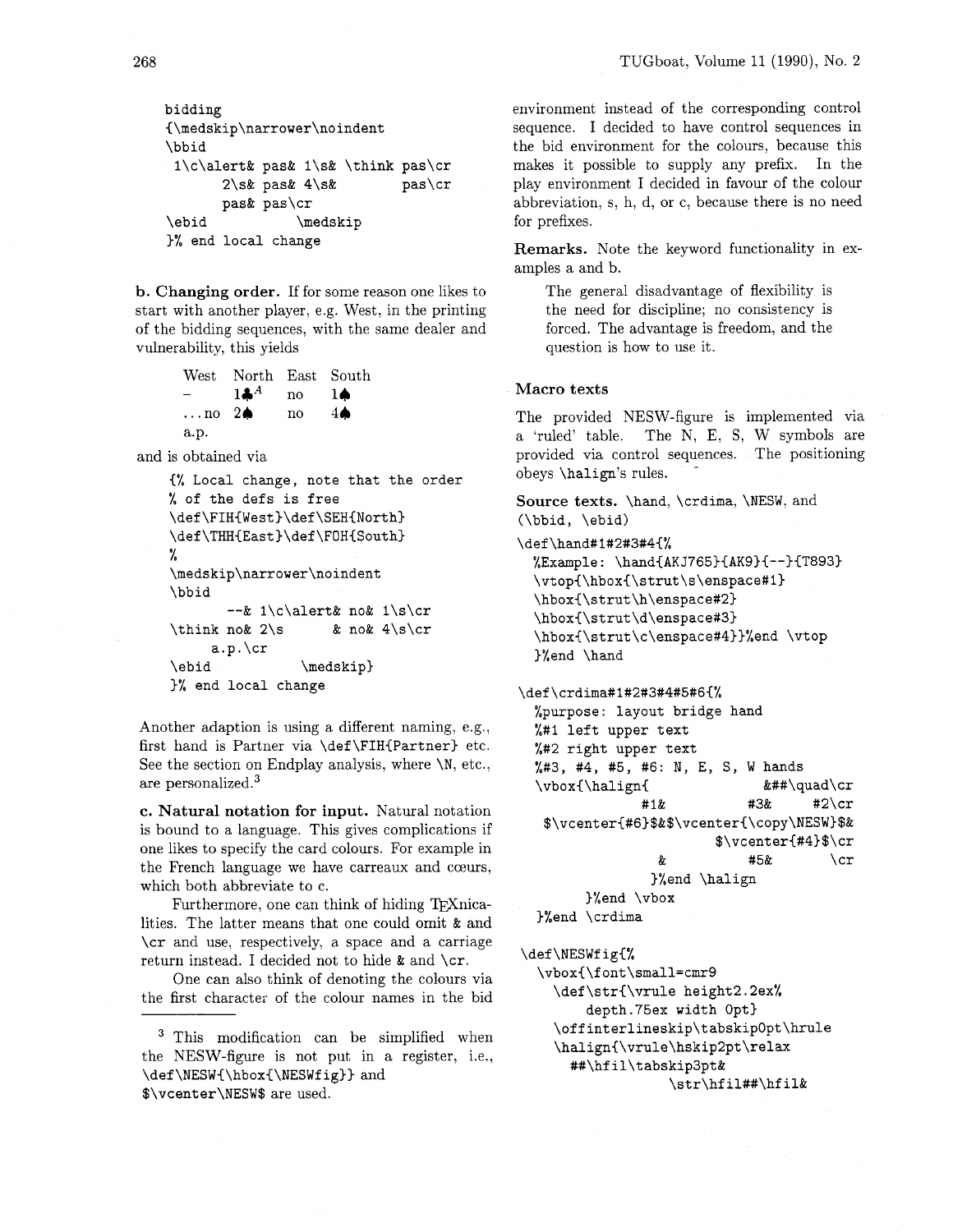```
bidding
{\medskip\narrower\noindent
\bbid
 1\c\alert& pas& 1\s& \think pas\cr
       2\s& pas& 4\s&         pas\cr
       pas& pas\cr
\ebid            \medskip
}% end local change
```

**b. Changing order.** If for some reason one likes to start with another player, e.g. West, in the printing of the bidding sequences, with the same dealer and vulnerability, this yields

| West | North | East | South |
|---|---|---|---|
| – | 1♣$^A$ | no | 1♠ |
| ...no | 2♠ | no | 4♠ |
| a.p. | | | |

and is obtained via

```
{% Local change, note that the order
% of the defs is free
\def\FIH{West}\def\SEH{North}
\def\THH{East}\def\FOH{South}
%
\medskip\narrower\noindent
\bbid
       --& 1\c\alert& no& 1\s\cr
\think no& 2\s       & no& 4\s\cr
     a.p.\cr
\ebid            \medskip}
}% end local change
```

Another adaption is using a different naming, e.g., first hand is Partner via `\def\FIH{Partner}` etc. See the section on Endplay analysis, where `\N`, etc., are personalized.[3]

**c. Natural notation for input.** Natural notation is bound to a language. This gives complications if one likes to specify the card colours. For example in the French language we have carreaux and cœurs, which both abbreviate to c.

Furthermore, one can think of hiding TEXnicalities. The latter means that one could omit & and \cr and use, respectively, a space and a carriage return instead. I decided not to hide & and \cr.

One can also think of denoting the colours via the first character of the colour names in the bid environment instead of the corresponding control sequence. I decided to have control sequences in the bid environment for the colours, because this makes it possible to supply any prefix. In the play environment I decided in favour of the colour abbreviation, s, h, d, or c, because there is no need for prefixes.

**Remarks.** Note the keyword functionality in examples a and b.

> The general disadvantage of flexibility is the need for discipline; no consistency is forced. The advantage is freedom, and the question is how to use it.

## Macro texts

The provided NESW-figure is implemented via a 'ruled' table. The N, E, S, W symbols are provided via control sequences. The positioning obeys `\halign`'s rules.

**Source texts.** `\hand`, `\crdima`, `\NESW`, and (`\bbid`, `\ebid`)

```
\def\hand#1#2#3#4{%
  %Example: \hand{AKJ765}{AK9}{--}{T893}
  \vtop{\hbox{\strut\s\enspace#1}
  \hbox{\strut\h\enspace#2}
  \hbox{\strut\d\enspace#3}
  \hbox{\strut\c\enspace#4}}%end \vtop
  }%end \hand

\def\crdima#1#2#3#4#5#6{%
  %purpose: layout bridge hand
  %#1 left upper text
  %#2 right upper text
  %#3, #4, #5, #6: N, E, S, W hands
  \vbox{\halign{           &##\quad\cr
              #1&            #3&      #2\cr
   $\vcenter{#6}$&$\vcenter{\copy\NESW}$&
                        $\vcenter{#4}$\cr
                &            #5&         \cr
                 }%end \halign
       }%end \vbox
  }%end \crdima

\def\NESWfig{%
  \vbox{\font\small=cmr9
    \def\str{\vrule height2.2ex%
       depth.75ex width 0pt}
    \offinterlineskip\tabskip0pt\hrule
    \halign{\vrule\hskip2pt\relax
      ##\hfil\tabskip3pt&
                 \str\hfil##\hfil&
```

---

[3] This modification can be simplified when the NESW-figure is not put in a register, i.e., `\def\NESW{\hbox{\NESWfig}}` and `$\vcenter\NESW$` are used.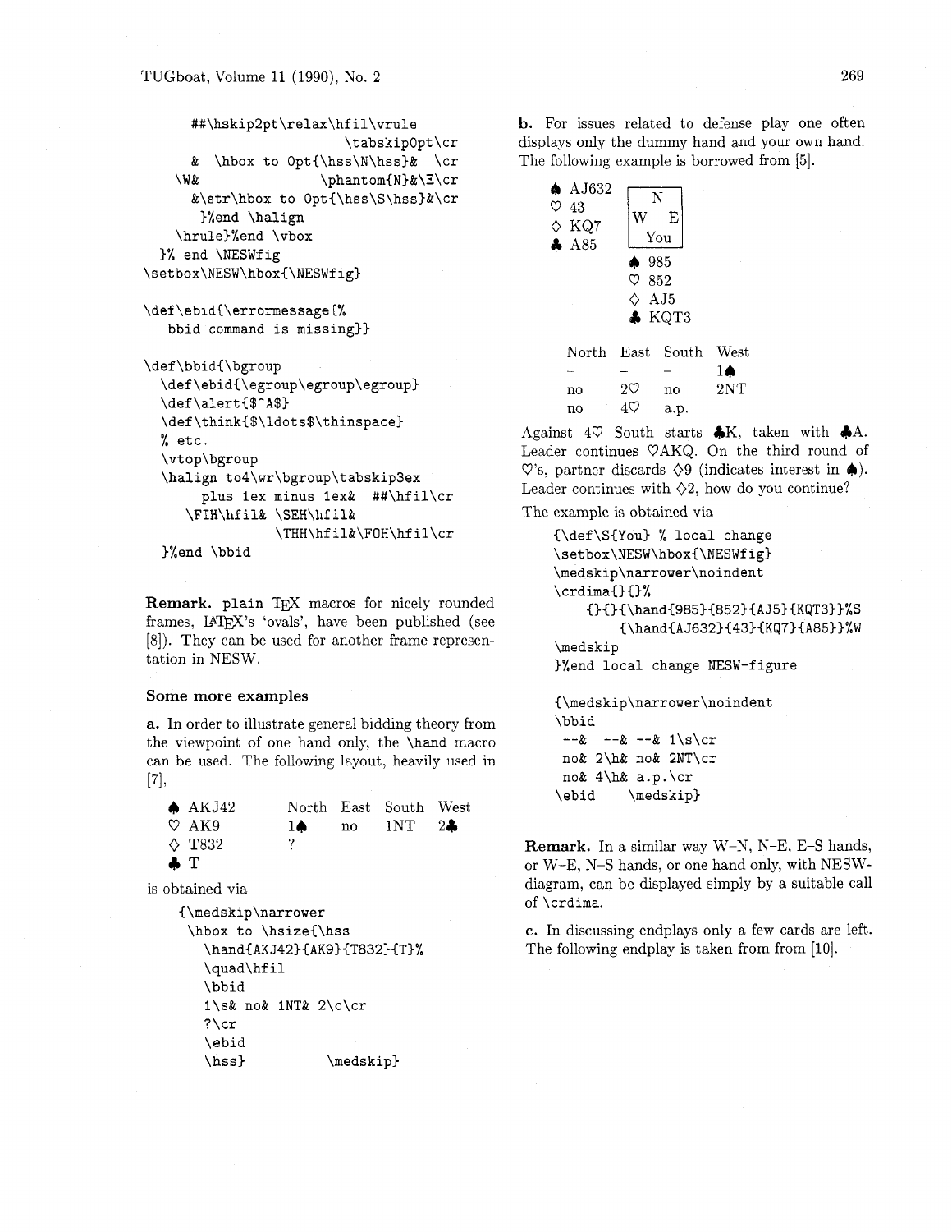```
      ##\hskip2pt\relax\hfil\vrule
                          \tabskip0pt\cr
      &  \hbox to 0pt{\hss\N\hss}&  \cr
    \W&              \phantom{N}&\E\cr
      &\str\hbox to 0pt{\hss\S\hss}&\cr
       }%end \halign
    \hrule}%end \vbox
  }% end \NESWfig
\setbox\NESW\hbox{\NESWfig}

\def\ebid{\errormessage{%
   bbid command is missing}}

\def\bbid{\bgroup
  \def\ebid{\egroup\egroup\egroup}
  \def\alert{$^A$}
  \def\think{$\ldots$\thinspace}
  % etc.
  \vtop\bgroup
  \halign to4\wr\bgroup\tabskip3ex
       plus 1ex minus 1ex&  ##\hfil\cr
     \FIH\hfil& \SEH\hfil&
               \THH\hfil&\FOH\hfil\cr
  }%end \bbid
```

**Remark.** plain TEX macros for nicely rounded frames, LATEX's 'ovals', have been published (see [8]). They can be used for another frame representation in NESW.

### Some more examples

**a.** In order to illustrate general bidding theory from the viewpoint of one hand only, the `\hand` macro can be used. The following layout, heavily used in [7],

♠ AKJ42
♡ AK9
♢ T832
♣ T

| North | East | South | West |
|---|---|---|---|
| 1♠ | no | 1NT | 2♣ |
| ? | | | |

is obtained via

```
{\medskip\narrower
 \hbox to \hsize{\hss
   \hand{AKJ42}{AK9}{T832}{T}%
   \quad\hfil
   \bbid
   1\s& no& 1NT& 2\c\cr
   ?\cr
   \ebid
   \hss}            \medskip}
```

**b.** For issues related to defense play one often displays only the dummy hand and your own hand. The following example is borrowed from [5].

West: ♠ AJ632 ♡ 43 ♢ KQ7 ♣ A85

(N / W E / You)

You (South): ♠ 985 ♡ 852 ♢ AJ5 ♣ KQT3

| North | East | South | West |
|---|---|---|---|
| – | – | – | 1♠ |
| no | 2♡ | no | 2NT |
| no | 4♡ | a.p. | |

Against 4♡ South starts ♣K, taken with ♣A. Leader continues ♡AKQ. On the third round of ♡'s, partner discards ♢9 (indicates interest in ♠). Leader continues with ♢2, how do you continue?

The example is obtained via

```
{\def\S{You} % local change
\setbox\NESW\hbox{\NESWfig}
\medskip\narrower\noindent
\crdima{}{}%
    {}{}{\hand{985}{852}{AJ5}{KQT3}}%S
        {\hand{AJ632}{43}{KQ7}{A85}}%W
\medskip
}%end local change NESW-figure

{\medskip\narrower\noindent
\bbid
 --&  --& --& 1\s\cr
 no& 2\h& no& 2NT\cr
 no& 4\h& a.p.\cr
\ebid    \medskip}
```

**Remark.** In a similar way W–N, N–E, E–S hands, or W–E, N–S hands, or one hand only, with NESW-diagram, can be displayed simply by a suitable call of `\crdima`.

**c.** In discussing endplays only a few cards are left. The following endplay is taken from from [10].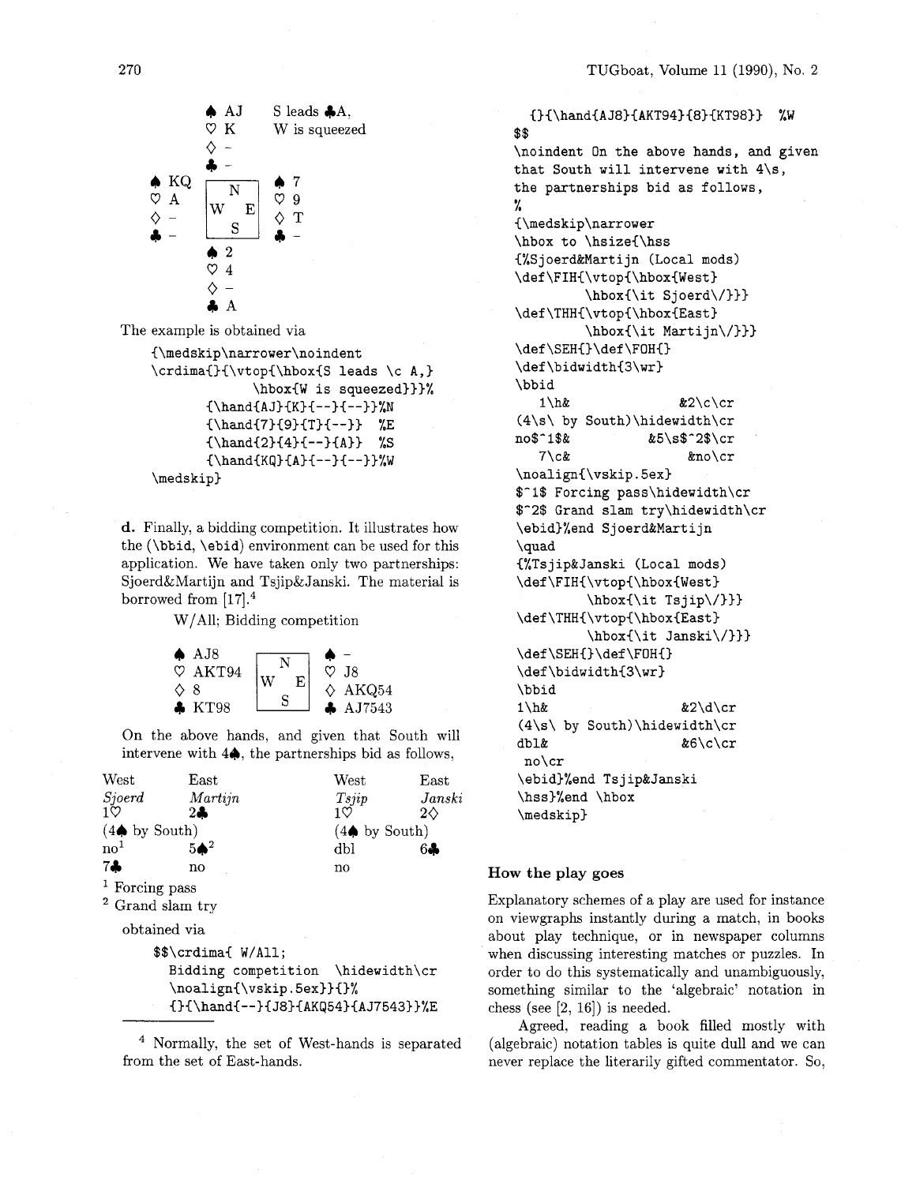```
          ♠ AJ     S leads ♣A,
          ♡ K      W is squeezed
          ♢ -
          ♣ -
♠ KQ    ┌─────┐   ♠ 7
♡ A     │  N  │   ♡ 9
♢ -     │W   E│   ♢ T
♣ -     │  S  │   ♣ -
        └─────┘
          ♠ 2
          ♡ 4
          ♢ -
          ♣ A
```

The example is obtained via

```
{\medskip\narrower\noindent
\crdima{}{\vtop{\hbox{S leads \c A,}
            \hbox{W is squeezed}}}%
        {\hand{AJ}{K}{--}{--}}%N
        {\hand{7}{9}{T}{--}}  %E
        {\hand{2}{4}{--}{A}}  %S
        {\hand{KQ}{A}{--}{--}}%W
\medskip}
```

**d.** Finally, a bidding competition. It illustrates how the (`\bbid`, `\ebid`) environment can be used for this application. We have taken only two partnerships: Sjoerd&Martijn and Tsjip&Janski. The material is borrowed from [17].[4]

W/All; Bidding competition

```
♠ AJ8      ┌─────┐   ♠ -
♡ AKT94    │  N  │   ♡ J8
♢ 8        │W   E│   ♢ AKQ54
♣ KT98     │  S  │   ♣ AJ7543
           └─────┘
```

On the above hands, and given that South will intervene with 4♠, the partnerships bid as follows,

| West | East | | West | East |
|---|---|---|---|---|
| *Sjoerd* | *Martijn* | | *Tsjip* | *Janski* |
| 1♡ | 2♣ | | 1♡ | 2♢ |
| (4♠ by South) | | | (4♠ by South) | |
| no[1] | 5♠[2] | | dbl | 6♣ |
| 7♣ | no | | no | |

[1] Forcing pass
[2] Grand slam try

obtained via

```
$$\crdima{ W/All;
  Bidding competition  \hidewidth\cr
  \noalign{\vskip.5ex}}{}%
  {}{\hand{--}{J8}{AKQ54}{AJ7543}}%E
  {}{\hand{AJ8}{AKT94}{8}{KT98}}  %W
$$
\noindent On the above hands, and given
that South will intervene with 4\s,
the partnerships bid as follows,
%
{\medskip\narrower
\hbox to \hsize{\hss
{%Sjoerd&Martijn (Local mods)
\def\FIH{\vtop{\hbox{West}
        \hbox{\it Sjoerd\/}}}
\def\THH{\vtop{\hbox{East}
        \hbox{\it Martijn\/}}}
\def\SEH{}\def\FOH{}
\def\bidwidth{3\wr}
\bbid
  1\h&           &2\c\cr
(4\s\ by South)\hidewidth\cr
no$^1$&          &5\s$^2$\cr
  7\c&           &no\cr
\noalign{\vskip.5ex}
$^1$ Forcing pass\hidewidth\cr
$^2$ Grand slam try\hidewidth\cr
\ebid}%end Sjoerd&Martijn
\quad
{%Tsjip&Janski (Local mods)
\def\FIH{\vtop{\hbox{West}
        \hbox{\it Tsjip\/}}}
\def\THH{\vtop{\hbox{East}
        \hbox{\it Janski\/}}}
\def\SEH{}\def\FOH{}
\def\bidwidth{3\wr}
\bbid
1\h&                 &2\d\cr
(4\s\ by South)\hidewidth\cr
dbl&                 &6\c\cr
 no\cr
\ebid}%end Tsjip&Janski
\hss}%end \hbox
\medskip}
```

[4] Normally, the set of West-hands is separated from the set of East-hands.

### How the play goes

Explanatory schemes of a play are used for instance on viewgraphs instantly during a match, in books about play technique, or in newspaper columns when discussing interesting matches or puzzles. In order to do this systematically and unambiguously, something similar to the 'algebraic' notation in chess (see [2, 16]) is needed.

Agreed, reading a book filled mostly with (algebraic) notation tables is quite dull and we can never replace the literarily gifted commentator. So,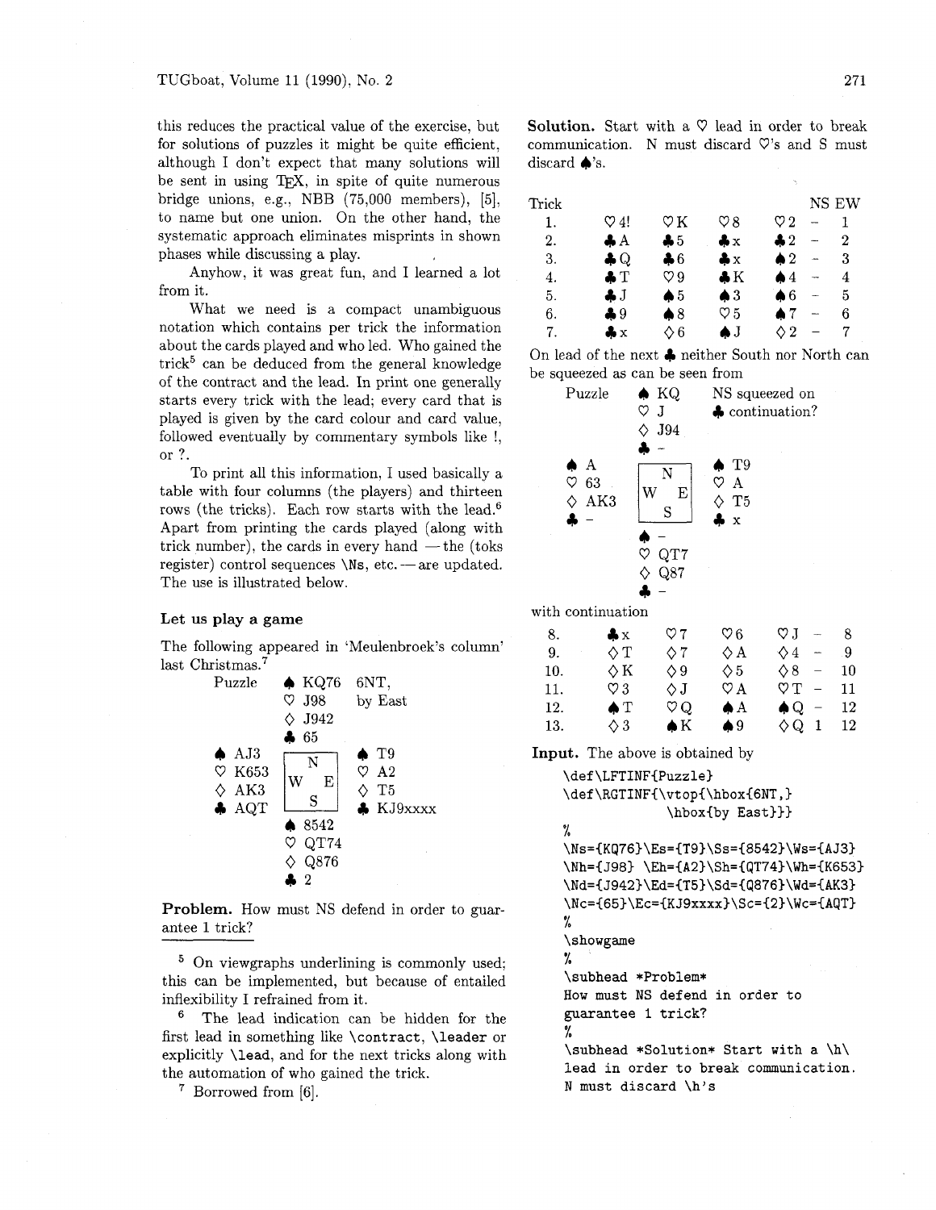this reduces the practical value of the exercise, but for solutions of puzzles it might be quite efficient, although I don't expect that many solutions will be sent in using TeX, in spite of quite numerous bridge unions, e.g., NBB (75,000 members), [5], to name but one union. On the other hand, the systematic approach eliminates misprints in shown phases while discussing a play.

Anyhow, it was great fun, and I learned a lot from it.

What we need is a compact unambiguous notation which contains per trick the information about the cards played and who led. Who gained the trick[5] can be deduced from the general knowledge of the contract and the lead. In print one generally starts every trick with the lead; every card that is played is given by the card colour and card value, followed eventually by commentary symbols like !, or ?.

To print all this information, I used basically a table with four columns (the players) and thirteen rows (the tricks). Each row starts with the lead.[6] Apart from printing the cards played (along with trick number), the cards in every hand — the (toks register) control sequences `\Ns`, etc. — are updated. The use is illustrated below.

### Let us play a game

The following appeared in 'Meulenbroek's column' last Christmas.[7]

```
Puzzle        ♠ KQ76    6NT,
              ♡ J98     by East
              ♢ J942
              ♣ 65
♠ AJ3        +-----+    ♠ T9
♡ K653       |  N  |    ♡ A2
♢ AK3        | W E |    ♢ T5
♣ AQT        |  S  |    ♣ KJ9xxxx
             +-----+
              ♠ 8542
              ♡ QT74
              ♢ Q876
              ♣ 2
```

**Problem.** How must NS defend in order to guarantee 1 trick?

[5] On viewgraphs underlining is commonly used; this can be implemented, but because of entailed inflexibility I refrained from it.

[6] The lead indication can be hidden for the first lead in something like `\contract`, `\leader` or explicitly `\lead`, and for the next tricks along with the automation of who gained the trick.

[7] Borrowed from [6].

**Solution.** Start with a ♡ lead in order to break communication. N must discard ♡'s and S must discard ♠'s.

| Trick | | | | | NS | | EW |
|---|---|---|---|---|---|---|---|
| 1. | ♡4! | ♡K | ♡8 | ♡2 | – | | 1 |
| 2. | ♣A | ♣5 | ♣x | ♣2 | – | | 2 |
| 3. | ♣Q | ♣6 | ♣x | ♠2 | – | | 3 |
| 4. | ♣T | ♡9 | ♣K | ♠4 | – | | 4 |
| 5. | ♣J | ♠5 | ♠3 | ♠6 | – | | 5 |
| 6. | ♣9 | ♠8 | ♡5 | ♠7 | – | | 6 |
| 7. | ♣x | ♢6 | ♠J | ♢2 | – | | 7 |

On lead of the next ♣ neither South nor North can be squeezed as can be seen from

```
Puzzle        ♠ KQ      NS squeezed on
              ♡ J       ♣ continuation?
              ♢ J94
              ♣ -
♠ A          +-----+    ♠ T9
♡ 63         |  N  |    ♡ A
♢ AK3        | W E |    ♢ T5
♣ -          |  S  |    ♣ x
             +-----+
              ♠ -
              ♡ QT7
              ♢ Q87
              ♣ -
```

with continuation

| | | | | | | | |
|---|---|---|---|---|---|---|---|
| 8. | ♣x | ♡7 | ♡6 | ♡J | – | | 8 |
| 9. | ♢T | ♢7 | ♢A | ♢4 | – | | 9 |
| 10. | ♢K | ♢9 | ♢5 | ♢8 | – | | 10 |
| 11. | ♡3 | ♢J | ♡A | ♡T | – | | 11 |
| 12. | ♠T | ♡Q | ♠A | ♠Q | – | | 12 |
| 13. | ♢3 | ♠K | ♠9 | ♢Q | 1 | | 12 |

**Input.** The above is obtained by

```
\def\LFTINF{Puzzle}
\def\RGTINF{\vtop{\hbox{6NT,}
            \hbox{by East}}}
%
\Ns={KQ76}\Es={T9}\Ss={8542}\Ws={AJ3}
\Nh={J98} \Eh={A2}\Sh={QT74}\Wh={K653}
\Nd={J942}\Ed={T5}\Sd={Q876}\Wd={AK3}
\Nc={65}\Ec={KJ9xxxx}\Sc={2}\Wc={AQT}
%
\showgame
%
\subhead *Problem*
How must NS defend in order to
guarantee 1 trick?
%
\subhead *Solution* Start with a \h\
lead in order to break communication.
N must discard \h's
```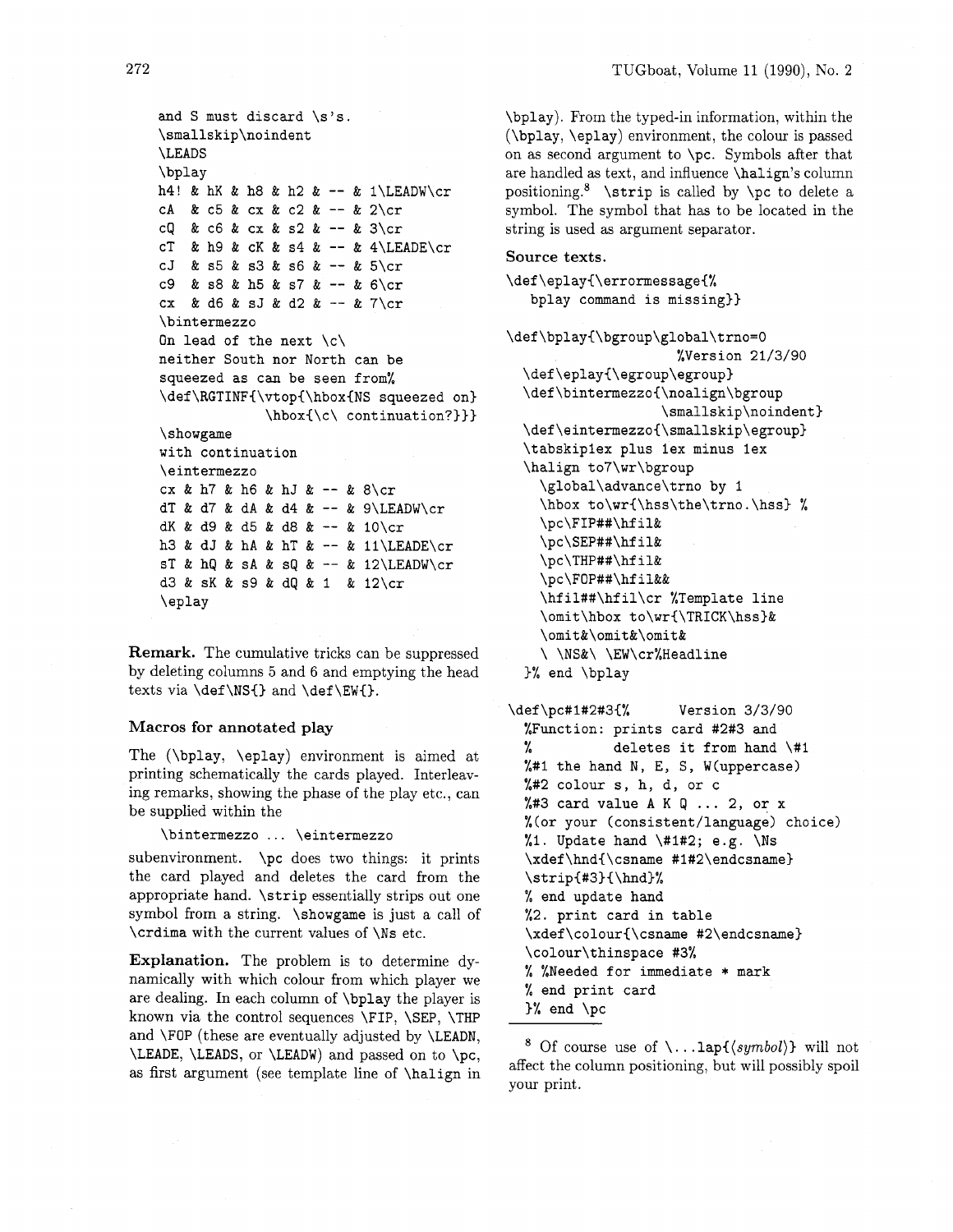```
and S must discard \s's.
\smallskip\noindent
\LEADS
\bplay
h4! & hK & h8 & h2 & -- & 1\LEADW\cr
cA  & c5 & cx & c2 & -- & 2\cr
cQ  & c6 & cx & s2 & -- & 3\cr
cT  & h9 & cK & s4 & -- & 4\LEADE\cr
cJ  & s5 & s3 & s6 & -- & 5\cr
c9  & s8 & h5 & s7 & -- & 6\cr
cx  & d6 & sJ & d2 & -- & 7\cr
\bintermezzo
On lead of the next \c\
neither South nor North can be
squeezed as can be seen from%
\def\RGTINF{\vtop{\hbox{NS squeezed on}
            \hbox{\c\ continuation?}}}
\showgame
with continuation
\eintermezzo
cx & h7 & h6 & hJ & -- & 8\cr
dT & d7 & dA & d4 & -- & 9\LEADW\cr
dK & d9 & d5 & d8 & -- & 10\cr
h3 & dJ & hA & hT & -- & 11\LEADE\cr
sT & hQ & sA & sQ & -- & 12\LEADW\cr
d3 & sK & s9 & dQ & 1  & 12\cr
\eplay
```

**Remark.** The cumulative tricks can be suppressed by deleting columns 5 and 6 and emptying the head texts via \def\NS{} and \def\EW{}.

### Macros for annotated play

The (\bplay, \eplay) environment is aimed at printing schematically the cards played. Interleaving remarks, showing the phase of the play etc., can be supplied within the

\bintermezzo ... \eintermezzo

subenvironment. \pc does two things: it prints the card played and deletes the card from the appropriate hand. \strip essentially strips out one symbol from a string. \showgame is just a call of \crdima with the current values of \Ns etc.

**Explanation.** The problem is to determine dynamically with which colour from which player we are dealing. In each column of \bplay the player is known via the control sequences \FIP, \SEP, \THP and \FOP (these are eventually adjusted by \LEADN, \LEADE, \LEADS, or \LEADW) and passed on to \pc, as first argument (see template line of \halign in \bplay). From the typed-in information, within the (\bplay, \eplay) environment, the colour is passed on as second argument to \pc. Symbols after that are handled as text, and influence \halign's column positioning.[8] \strip is called by \pc to delete a symbol. The symbol that has to be located in the string is used as argument separator.

### Source texts.

```
\def\eplay{\errormessage{%
   bplay command is missing}}

\def\bplay{\bgroup\global\trno=0
                    %Version 21/3/90
  \def\eplay{\egroup\egroup}
  \def\bintermezzo{\noalign\bgroup
                 \smallskip\noindent}
  \def\eintermezzo{\smallskip\egroup}
  \tabskip1ex plus 1ex minus 1ex
  \halign to7\wr\bgroup
    \global\advance\trno by 1
    \hbox to\wr{\hss\the\trno.\hss} %
    \pc\FIP##\hfil&
    \pc\SEP##\hfil&
    \pc\THP##\hfil&
    \pc\FOP##\hfil&&
    \hfil##\hfil\cr %Template line
    \omit\hbox to\wr{\TRICK\hss}&
    \omit&\omit&\omit&
    \ \NS&\ \EW\cr%Headline
  }% end \bplay

\def\pc#1#2#3{%      Version 3/3/90
  %Function: prints card #2#3 and
  %          deletes it from hand \#1
  %#1 the hand N, E, S, W(uppercase)
  %#2 colour s, h, d, or c
  %#3 card value A K Q ... 2, or x
  %(or your (consistent/language) choice)
  %1. Update hand \#1#2; e.g. \Ns
  \xdef\hnd{\csname #1#2\endcsname}
  \strip{#3}{\hnd}%
  % end update hand
  %2. print card in table
  \xdef\colour{\csname #2\endcsname}
  \colour\thinspace #3%
  % %Needed for immediate * mark
  % end print card
  }% end \pc
```

[8] Of course use of \...lap{⟨symbol⟩} will not affect the column positioning, but will possibly spoil your print.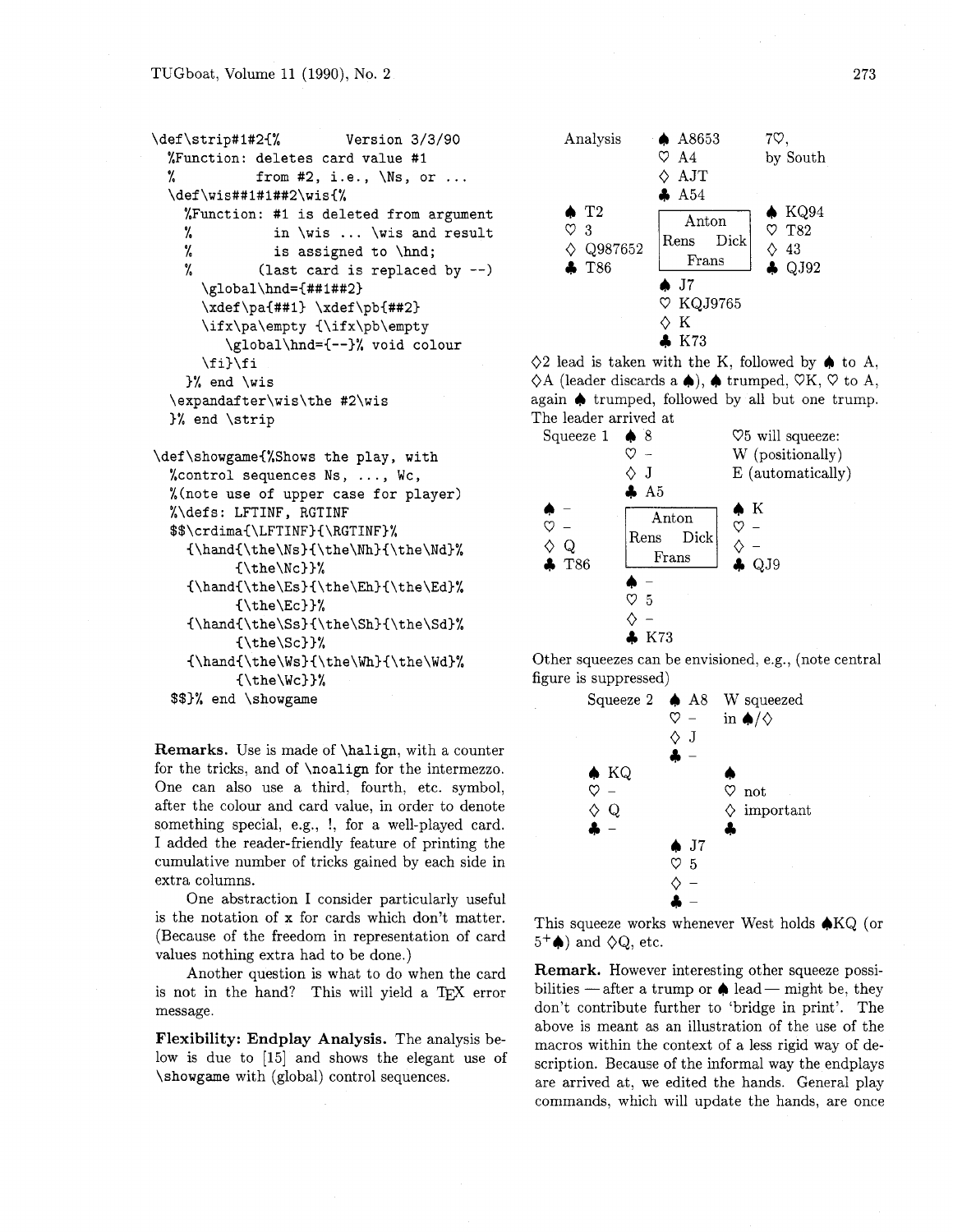```
\def\strip#1#2{%        Version 3/3/90
  %Function: deletes card value #1
  %          from #2, i.e., \Ns, or ...
  \def\wis##1#1##2\wis{%
    %Function: #1 is deleted from argument
    %          in \wis ... \wis and result
    %          is assigned to \hnd;
    %         (last card is replaced by --)
      \global\hnd={##1##2}
      \xdef\pa{##1} \xdef\pb{##2}
      \ifx\pa\empty {\ifx\pb\empty
         \global\hnd={--}% void colour
      \fi}\fi
    }% end \wis
  \expandafter\wis\the #2\wis
  }% end \strip

\def\showgame{%Shows the play, with
  %control sequences Ns, ..., Wc,
  %(note use of upper case for player)
  %\defs: LFTINF, RGTINF
  $$\crdima{\LFTINF}{\RGTINF}%
    {\hand{\the\Ns}{\the\Nh}{\the\Nd}%
          {\the\Nc}}%
    {\hand{\the\Es}{\the\Eh}{\the\Ed}%
          {\the\Ec}}%
    {\hand{\the\Ss}{\the\Sh}{\the\Sd}%
          {\the\Sc}}%
    {\hand{\the\Ws}{\the\Wh}{\the\Wd}%
          {\the\Wc}}%
  $$}% end \showgame
```

**Remarks.** Use is made of `\halign`, with a counter for the tricks, and of `\noalign` for the intermezzo. One can also use a third, fourth, etc. symbol, after the colour and card value, in order to denote something special, e.g., !, for a well-played card. I added the reader-friendly feature of printing the cumulative number of tricks gained by each side in extra columns.

One abstraction I consider particularly useful is the notation of x for cards which don't matter. (Because of the freedom in representation of card values nothing extra had to be done.)

Another question is what to do when the card is not in the hand? This will yield a TeX error message.

**Flexibility: Endplay Analysis.** The analysis below is due to [15] and shows the elegant use of `\showgame` with (global) control sequences.

```
Analysis      ♠ A8653        7♡,
              ♡ A4           by South
              ◇ AJT
              ♣ A54
♠ T2         +-----------+   ♠ KQ94
♡ 3          |   Anton   |   ♡ T82
◇ Q987652    | Rens  Dick|   ◇ 43
♣ T86        |   Frans   |   ♣ QJ92
             +-----------+
              ♠ J7
              ♡ KQJ9765
              ◇ K
              ♣ K73
```

◇2 lead is taken with the K, followed by ♠ to A, ◇A (leader discards a ♠), ♠ trumped, ♡K, ♡ to A, again ♠ trumped, followed by all but one trump. The leader arrived at

```
Squeeze 1     ♠ 8            ♡5 will squeeze:
              ♡ -            W (positionally)
              ◇ J            E (automatically)
              ♣ A5
♠ -          +-----------+   ♠ K
♡ -          |   Anton   |   ♡ -
◇ Q          | Rens  Dick|   ◇ -
♣ T86        |   Frans   |   ♣ QJ9
             +-----------+
              ♠ -
              ♡ 5
              ◇ -
              ♣ K73
```

Other squeezes can be envisioned, e.g., (note central figure is suppressed)

```
Squeeze 2     ♠ A8           W squeezed
              ♡ -            in ♠/◇
              ◇ J
              ♣ -
♠ KQ                         ♠
♡ -                          ♡ not
◇ Q                          ◇ important
♣ -                          ♣
              ♠ J7
              ♡ 5
              ◇ -
              ♣ -
```

This squeeze works whenever West holds ♠KQ (or $5^{+}$♠) and ◇Q, etc.

**Remark.** However interesting other squeeze possibilities — after a trump or ♠ lead — might be, they don't contribute further to 'bridge in print'. The above is meant as an illustration of the use of the macros within the context of a less rigid way of description. Because of the informal way the endplays are arrived at, we edited the hands. General play commands, which will update the hands, are once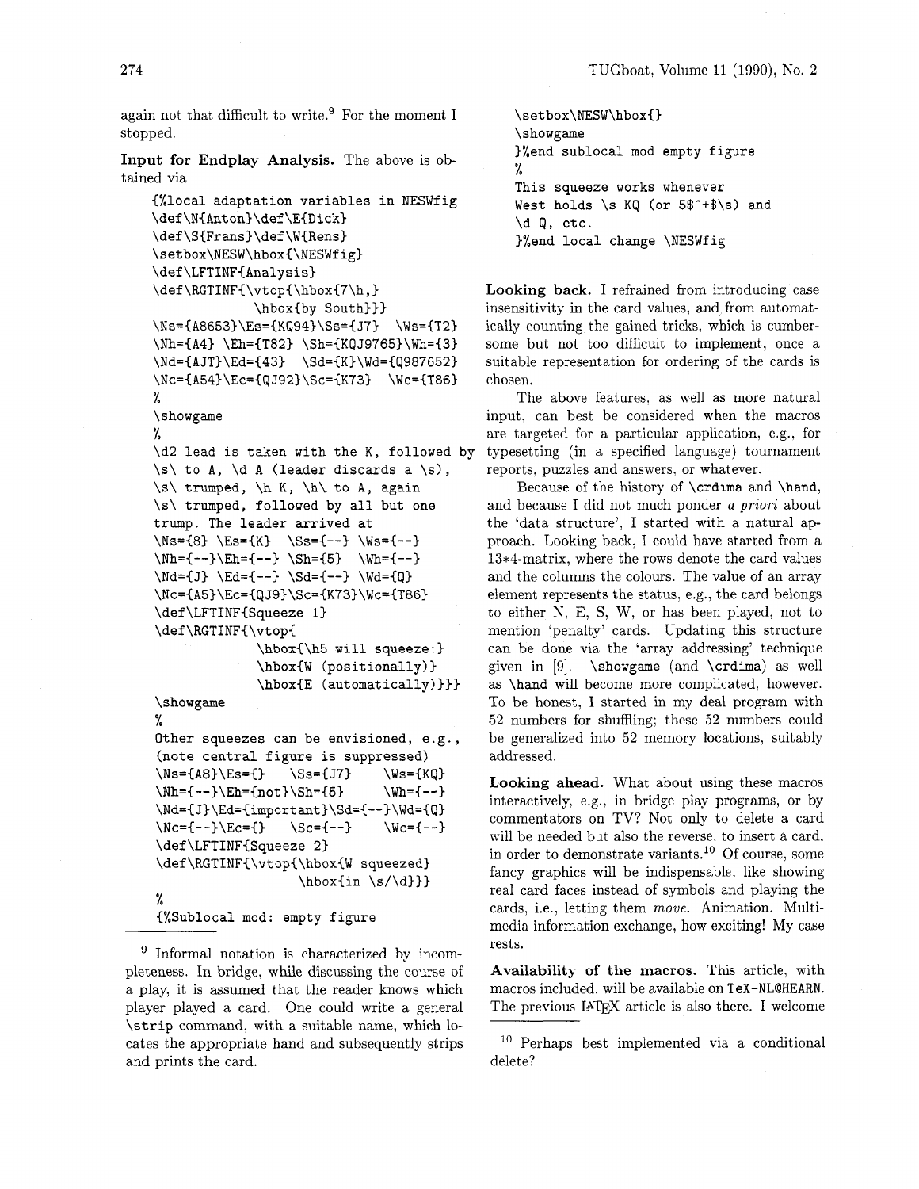again not that difficult to write.[9] For the moment I stopped.

**Input for Endplay Analysis.** The above is obtained via

```
{%local adaptation variables in NESWfig
\def\N{Anton}\def\E{Dick}
\def\S{Frans}\def\W{Rens}
\setbox\NESW\hbox{\NESWfig}
\def\LFTINF{Analysis}
\def\RGTINF{\vtop{\hbox{7\h,}
            \hbox{by South}}}
\Ns={A8653}\Es={KQ94}\Ss={J7}  \Ws={T2}
\Nh={A4} \Eh={T82} \Sh={KQJ9765}\Wh={3}
\Nd={AJT}\Ed={43}  \Sd={K}\Wd={Q987652}
\Nc={A54}\Ec={QJ92}\Sc={K73}  \Wc={T86}
%
\showgame
%
\d2 lead is taken with the K, followed by
\s\ to A, \d A (leader discards a \s),
\s\ trumped, \h K, \h\ to A, again
\s\ trumped, followed by all but one
trump. The leader arrived at
\Ns={8} \Es={K}  \Ss={--} \Ws={--}
\Nh={--}\Eh={--} \Sh={5}  \Wh={--}
\Nd={J} \Ed={--} \Sd={--} \Wd={Q}
\Nc={A5}\Ec={QJ9}\Sc={K73}\Wc={T86}
\def\LFTINF{Squeeze 1}
\def\RGTINF{\vtop{
            \hbox{\h5 will squeeze:}
            \hbox{W (positionally)}
            \hbox{E (automatically)}}}
\showgame
%
Other squeezes can be envisioned, e.g.,
(note central figure is suppressed)
\Ns={A8}\Es={}   \Ss={J7}     \Ws={KQ}
\Nh={--}\Eh={not}\Sh={5}      \Wh={--}
\Nd={J}\Ed={important}\Sd={--}\Wd={Q}
\Nc={--}\Ec={}   \Sc={--}     \Wc={--}
\def\LFTINF{Squeeze 2}
\def\RGTINF{\vtop{\hbox{W squeezed}
                \hbox{in \s/\d}}}
%
{%Sublocal mod: empty figure
\setbox\NESW\hbox{}
\showgame
}%end sublocal mod empty figure
%
This squeeze works whenever
West holds \s KQ (or 5$^+$\s) and
\d Q, etc.
}%end local change \NESWfig
```

**Looking back.** I refrained from introducing case insensitivity in the card values, and from automatically counting the gained tricks, which is cumbersome but not too difficult to implement, once a suitable representation for ordering of the cards is chosen.

The above features, as well as more natural input, can best be considered when the macros are targeted for a particular application, e.g., for typesetting (in a specified language) tournament reports, puzzles and answers, or whatever.

Because of the history of `\crdima` and `\hand`, and because I did not much ponder *a priori* about the 'data structure', I started with a natural approach. Looking back, I could have started from a 13*4-matrix, where the rows denote the card values and the columns the colours. The value of an array element represents the status, e.g., the card belongs to either N, E, S, W, or has been played, not to mention 'penalty' cards. Updating this structure can be done via the 'array addressing' technique given in [9]. `\showgame` (and `\crdima`) as well as `\hand` will become more complicated, however. To be honest, I started in my deal program with 52 numbers for shuffling; these 52 numbers could be generalized into 52 memory locations, suitably addressed.

**Looking ahead.** What about using these macros interactively, e.g., in bridge play programs, or by commentators on TV? Not only to delete a card will be needed but also the reverse, to insert a card, in order to demonstrate variants.[10] Of course, some fancy graphics will be indispensable, like showing real card faces instead of symbols and playing the cards, i.e., letting them *move*. Animation. Multimedia information exchange, how exciting! My case rests.

**Availability of the macros.** This article, with macros included, will be available on TeX-NL@HEARN. The previous LaTeX article is also there. I welcome

---

[9] Informal notation is characterized by incompleteness. In bridge, while discussing the course of a play, it is assumed that the reader knows which player played a card. One could write a general `\strip` command, with a suitable name, which locates the appropriate hand and subsequently strips and prints the card.

[10] Perhaps best implemented via a conditional delete?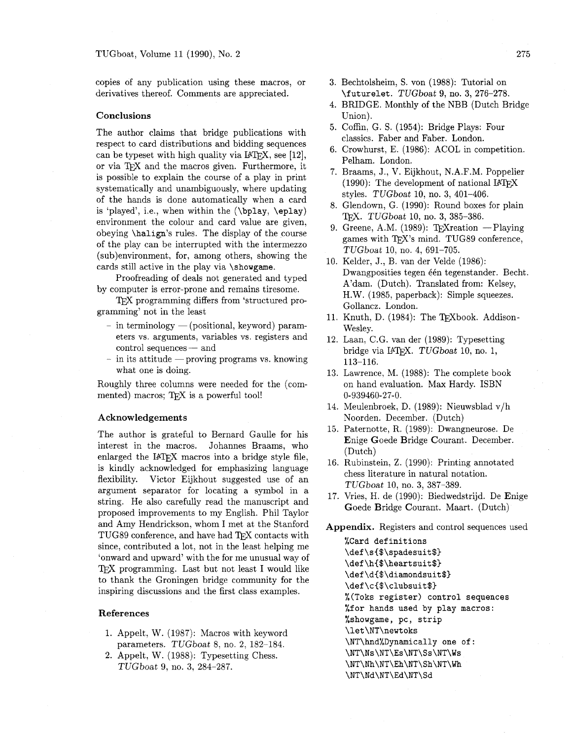copies of any publication using these macros, or derivatives thereof. Comments are appreciated.

### Conclusions

The author claims that bridge publications with respect to card distributions and bidding sequences can be typeset with high quality via LaTeX, see [12], or via TeX and the macros given. Furthermore, it is possible to explain the course of a play in print systematically and unambiguously, where updating of the hands is done automatically when a card is 'played', i.e., when within the (`\bplay`, `\eplay`) environment the colour and card value are given, obeying `\halign`'s rules. The display of the course of the play can be interrupted with the intermezzo (sub)environment, for, among others, showing the cards still active in the play via `\showgame`.

Proofreading of deals not generated and typed by computer is error-prone and remains tiresome.

TeX programming differs from 'structured programming' not in the least

- in terminology — (positional, keyword) parameters vs. arguments, variables vs. registers and control sequences — and
- in its attitude — proving programs vs. knowing what one is doing.

Roughly three columns were needed for the (commented) macros; TeX is a powerful tool!

### Acknowledgements

The author is grateful to Bernard Gaulle for his interest in the macros. Johannes Braams, who enlarged the LaTeX macros into a bridge style file, is kindly acknowledged for emphasizing language flexibility. Victor Eijkhout suggested use of an argument separator for locating a symbol in a string. He also carefully read the manuscript and proposed improvements to my English. Phil Taylor and Amy Hendrickson, whom I met at the Stanford TUG89 conference, and have had TeX contacts with since, contributed a lot, not in the least helping me 'onward and upward' with the for me unusual way of TeX programming. Last but not least I would like to thank the Groningen bridge community for the inspiring discussions and the first class examples.

### References

1. Appelt, W. (1987): Macros with keyword parameters. *TUGboat* 8, no. 2, 182–184.
2. Appelt, W. (1988): Typesetting Chess. *TUGboat* 9, no. 3, 284–287.
3. Bechtolsheim, S. von (1988): Tutorial on `\futurelet`. *TUGboat* 9, no. 3, 276–278.
4. BRIDGE. Monthly of the NBB (Dutch Bridge Union).
5. Coffin, G. S. (1954): Bridge Plays: Four classics. Faber and Faber. London.
6. Crowhurst, E. (1986): ACOL in competition. Pelham. London.
7. Braams, J., V. Eijkhout, N.A.F.M. Poppelier (1990): The development of national LaTeX styles. *TUGboat* 10, no. 3, 401–406.
8. Glendown, G. (1990): Round boxes for plain TeX. *TUGboat* 10, no. 3, 385–386.
9. Greene, A.M. (1989): TeXreation — Playing games with TeX's mind. TUG89 conference, *TUGboat* 10, no. 4, 691–705.
10. Kelder, J., B. van der Velde (1986): Dwangposities tegen één tegenstander. Becht. A'dam. (Dutch). Translated from: Kelsey, H.W. (1985, paperback): Simple squeezes. Gollancz. London.
11. Knuth, D. (1984): The TeXbook. Addison-Wesley.
12. Laan, C.G. van der (1989): Typesetting bridge via LaTeX. *TUGboat* 10, no. 1, 113–116.
13. Lawrence, M. (1988): The complete book on hand evaluation. Max Hardy. ISBN 0-939460-27-0.
14. Meulenbroek, D. (1989): Nieuwsblad v/h Noorden. December. (Dutch)
15. Paternotte, R. (1989): Dwangneurose. De **E**nige **G**oede **B**ridge **C**ourant. December. (Dutch)
16. Rubinstein, Z. (1990): Printing annotated chess literature in natural notation. *TUGboat* 10, no. 3, 387–389.
17. Vries, H. de (1990): Biedwedstrijd. De **E**nige **G**oede **B**ridge **C**ourant. Maart. (Dutch)

**Appendix.** Registers and control sequences used

```
%Card definitions
\def\s{$\spadesuit$}
\def\h{$\heartsuit$}
\def\d{$\diamondsuit$}
\def\c{$\clubsuit$}
%(Toks register) control sequences
%for hands used by play macros:
%showgame, pc, strip
\let\NT\newtoks
\NT\hnd%Dynamically one of:
\NT\Ns\NT\Es\NT\Ss\NT\Ws
\NT\Nh\NT\Eh\NT\Sh\NT\Wh
\NT\Nd\NT\Ed\NT\Sd
```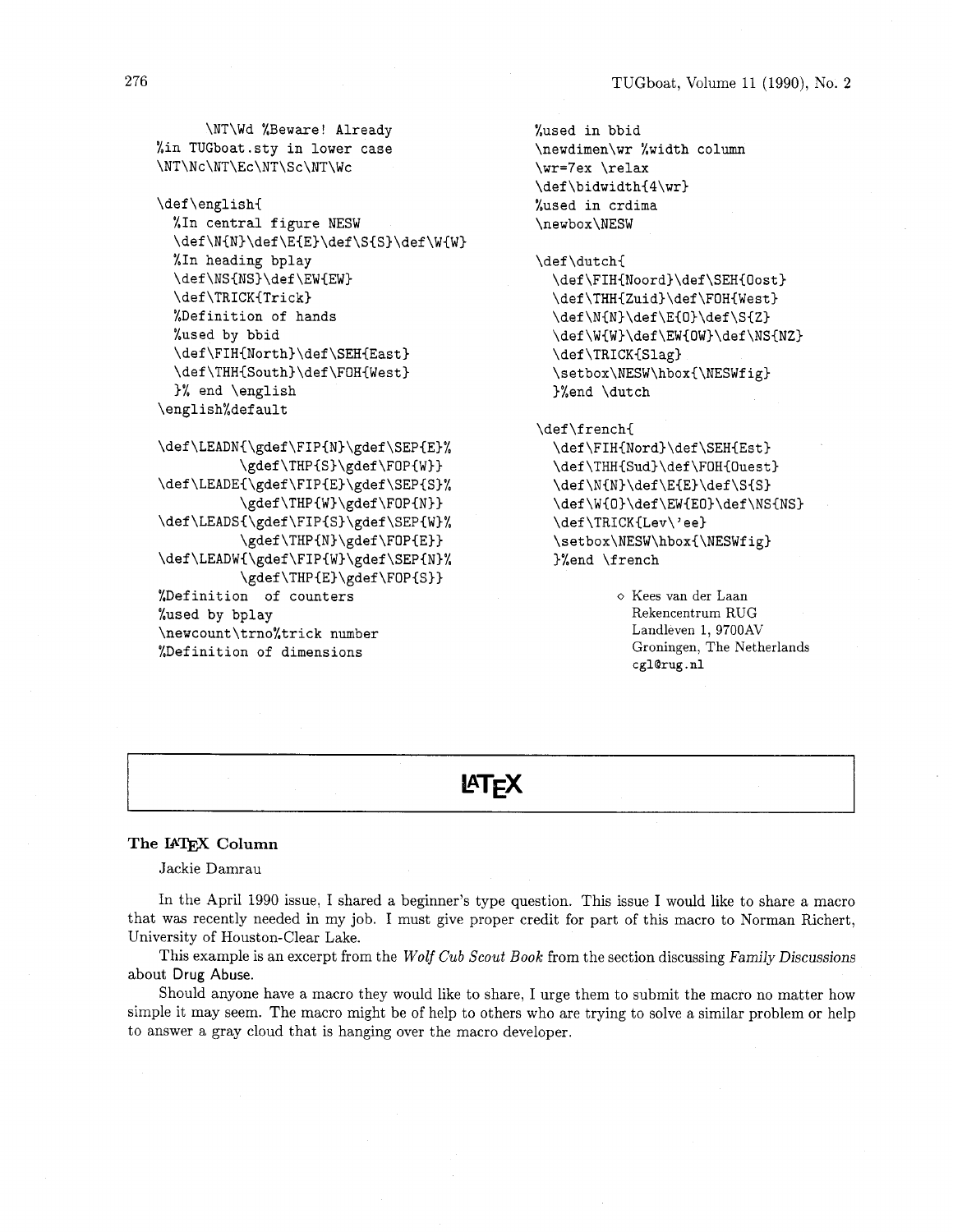```
    \NT\Wd %Beware! Already
%in TUGboat.sty in lower case
\NT\Nc\NT\Ec\NT\Sc\NT\Wc

\def\english{
  %In central figure NESW
  \def\N{N}\def\E{E}\def\S{S}\def\W{W}
  %In heading bplay
  \def\NS{NS}\def\EW{EW}
  \def\TRICK{Trick}
  %Definition of hands
  %used by bbid
  \def\FIH{North}\def\SEH{East}
  \def\THH{South}\def\FOH{West}
  }% end \english
\english%default

\def\LEADN{\gdef\FIP{N}\gdef\SEP{E}%
          \gdef\THP{S}\gdef\FOP{W}}
\def\LEADE{\gdef\FIP{E}\gdef\SEP{S}%
          \gdef\THP{W}\gdef\FOP{N}}
\def\LEADS{\gdef\FIP{S}\gdef\SEP{W}%
          \gdef\THP{N}\gdef\FOP{E}}
\def\LEADW{\gdef\FIP{W}\gdef\SEP{N}%
          \gdef\THP{E}\gdef\FOP{S}}
%Definition  of counters
%used by bplay
\newcount\trno%trick number
%Definition of dimensions
%used in bbid
\newdimen\wr %width column
\wr=7ex \relax
\def\bidwidth{4\wr}
%used in crdima
\newbox\NESW

\def\dutch{
  \def\FIH{Noord}\def\SEH{Oost}
  \def\THH{Zuid}\def\FOH{West}
  \def\N{N}\def\E{O}\def\S{Z}
  \def\W{W}\def\EW{OW}\def\NS{NZ}
  \def\TRICK{Slag}
  \setbox\NESW\hbox{\NESWfig}
  }%end \dutch

\def\french{
  \def\FIH{Nord}\def\SEH{Est}
  \def\THH{Sud}\def\FOH{Ouest}
  \def\N{N}\def\E{E}\def\S{S}
  \def\W{O}\def\EW{EO}\def\NS{NS}
  \def\TRICK{Lev\'ee}
  \setbox\NESW\hbox{\NESWfig}
  }%end \french
```

◇ Kees van der Laan
Rekencentrum RUG
Landleven 1, 9700AV
Groningen, The Netherlands
cgl@rug.nl

# LaTeX

## The LaTeX Column

Jackie Damrau

In the April 1990 issue, I shared a beginner's type question. This issue I would like to share a macro that was recently needed in my job. I must give proper credit for part of this macro to Norman Richert, University of Houston-Clear Lake.

This example is an excerpt from the *Wolf Cub Scout Book* from the section discussing *Family Discussions* about Drug Abuse.

Should anyone have a macro they would like to share, I urge them to submit the macro no matter how simple it may seem. The macro might be of help to others who are trying to solve a similar problem or help to answer a gray cloud that is hanging over the macro developer.